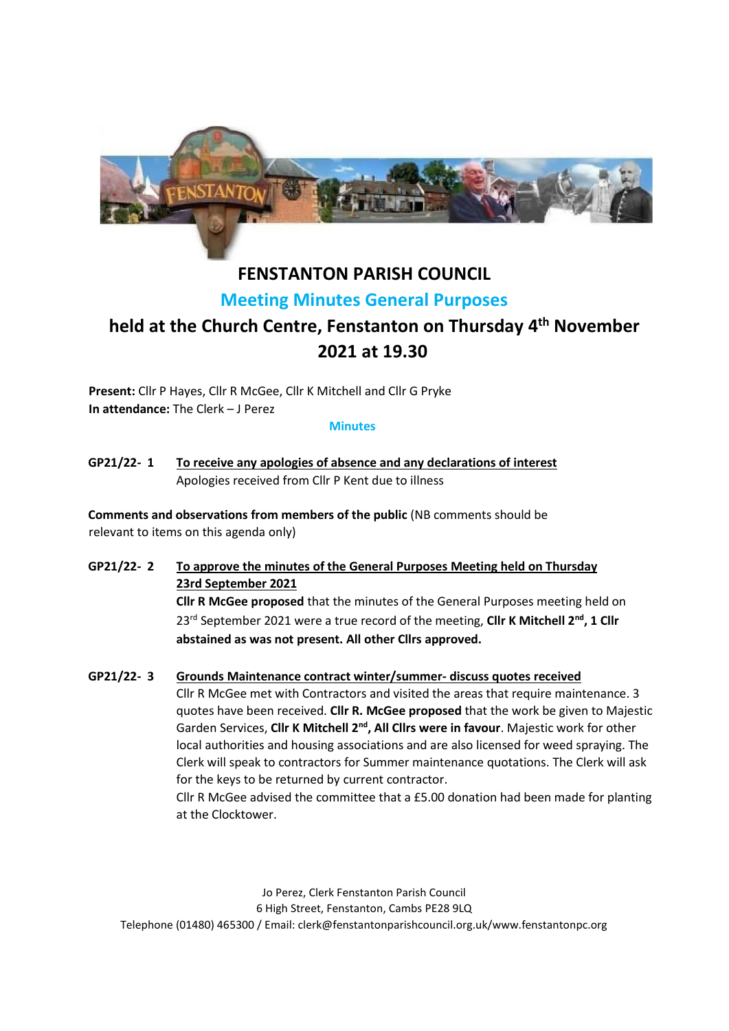# FENSTANTON PARISH COUNCIL

## Meeting Minutes General Purposes

## held at the Church Centre, Fenstanton on Thursday 4th November 2021 at 19.30

**Present:** Cllr P Hayes, Cllr R McGee, Cllr K Mitchell and Cllr G Pryke
**In attendance:** The Clerk – J Perez

**Minutes**

**GP21/22- 1** <u>To receive any apologies of absence and any declarations of interest</u>
Apologies received from Cllr P Kent due to illness

**Comments and observations from members of the public** (NB comments should be relevant to items on this agenda only)

**GP21/22- 2** <u>To approve the minutes of the General Purposes Meeting held on Thursday 23rd September 2021</u>
**Cllr R McGee proposed** that the minutes of the General Purposes meeting held on 23rd September 2021 were a true record of the meeting, **Cllr K Mitchell 2nd, 1 Cllr abstained as was not present. All other Cllrs approved.**

**GP21/22- 3** <u>Grounds Maintenance contract winter/summer- discuss quotes received</u>
Cllr R McGee met with Contractors and visited the areas that require maintenance. 3 quotes have been received. **Cllr R. McGee proposed** that the work be given to Majestic Garden Services, **Cllr K Mitchell 2nd, All Cllrs were in favour**. Majestic work for other local authorities and housing associations and are also licensed for weed spraying. The Clerk will speak to contractors for Summer maintenance quotations. The Clerk will ask for the keys to be returned by current contractor.
Cllr R McGee advised the committee that a £5.00 donation had been made for planting at the Clocktower.

Jo Perez, Clerk Fenstanton Parish Council
6 High Street, Fenstanton, Cambs PE28 9LQ
Telephone (01480) 465300 / Email: clerk@fenstantonparishcouncil.org.uk/www.fenstantonpc.org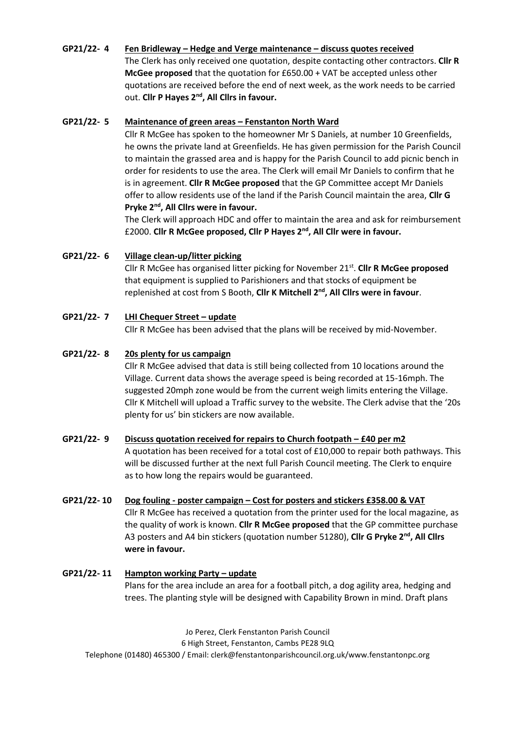**GP21/22- 4 Fen Bridleway – Hedge and Verge maintenance – discuss quotes received**

The Clerk has only received one quotation, despite contacting other contractors. **Cllr R McGee proposed** that the quotation for £650.00 + VAT be accepted unless other quotations are received before the end of next week, as the work needs to be carried out. **Cllr P Hayes 2nd, All Cllrs in favour.**

**GP21/22- 5 Maintenance of green areas – Fenstanton North Ward**

Cllr R McGee has spoken to the homeowner Mr S Daniels, at number 10 Greenfields, he owns the private land at Greenfields. He has given permission for the Parish Council to maintain the grassed area and is happy for the Parish Council to add picnic bench in order for residents to use the area. The Clerk will email Mr Daniels to confirm that he is in agreement. **Cllr R McGee proposed** that the GP Committee accept Mr Daniels offer to allow residents use of the land if the Parish Council maintain the area, **Cllr G Pryke 2nd, All Cllrs were in favour.**

The Clerk will approach HDC and offer to maintain the area and ask for reimbursement £2000. **Cllr R McGee proposed, Cllr P Hayes 2nd, All Cllr were in favour.**

**GP21/22- 6 Village clean-up/litter picking**

Cllr R McGee has organised litter picking for November 21st. **Cllr R McGee proposed** that equipment is supplied to Parishioners and that stocks of equipment be replenished at cost from S Booth, **Cllr K Mitchell 2nd, All Cllrs were in favour**.

**GP21/22- 7 LHI Chequer Street – update**

Cllr R McGee has been advised that the plans will be received by mid-November.

**GP21/22- 8 20s plenty for us campaign**

Cllr R McGee advised that data is still being collected from 10 locations around the Village. Current data shows the average speed is being recorded at 15-16mph. The suggested 20mph zone would be from the current weigh limits entering the Village. Cllr K Mitchell will upload a Traffic survey to the website. The Clerk advise that the '20s plenty for us' bin stickers are now available.

**GP21/22- 9 Discuss quotation received for repairs to Church footpath – £40 per m2**

A quotation has been received for a total cost of £10,000 to repair both pathways. This will be discussed further at the next full Parish Council meeting. The Clerk to enquire as to how long the repairs would be guaranteed.

**GP21/22- 10 Dog fouling - poster campaign – Cost for posters and stickers £358.00 & VAT**

Cllr R McGee has received a quotation from the printer used for the local magazine, as the quality of work is known. **Cllr R McGee proposed** that the GP committee purchase A3 posters and A4 bin stickers (quotation number 51280), **Cllr G Pryke 2nd, All Cllrs were in favour.**

**GP21/22- 11 Hampton working Party – update**

Plans for the area include an area for a football pitch, a dog agility area, hedging and trees. The planting style will be designed with Capability Brown in mind. Draft plans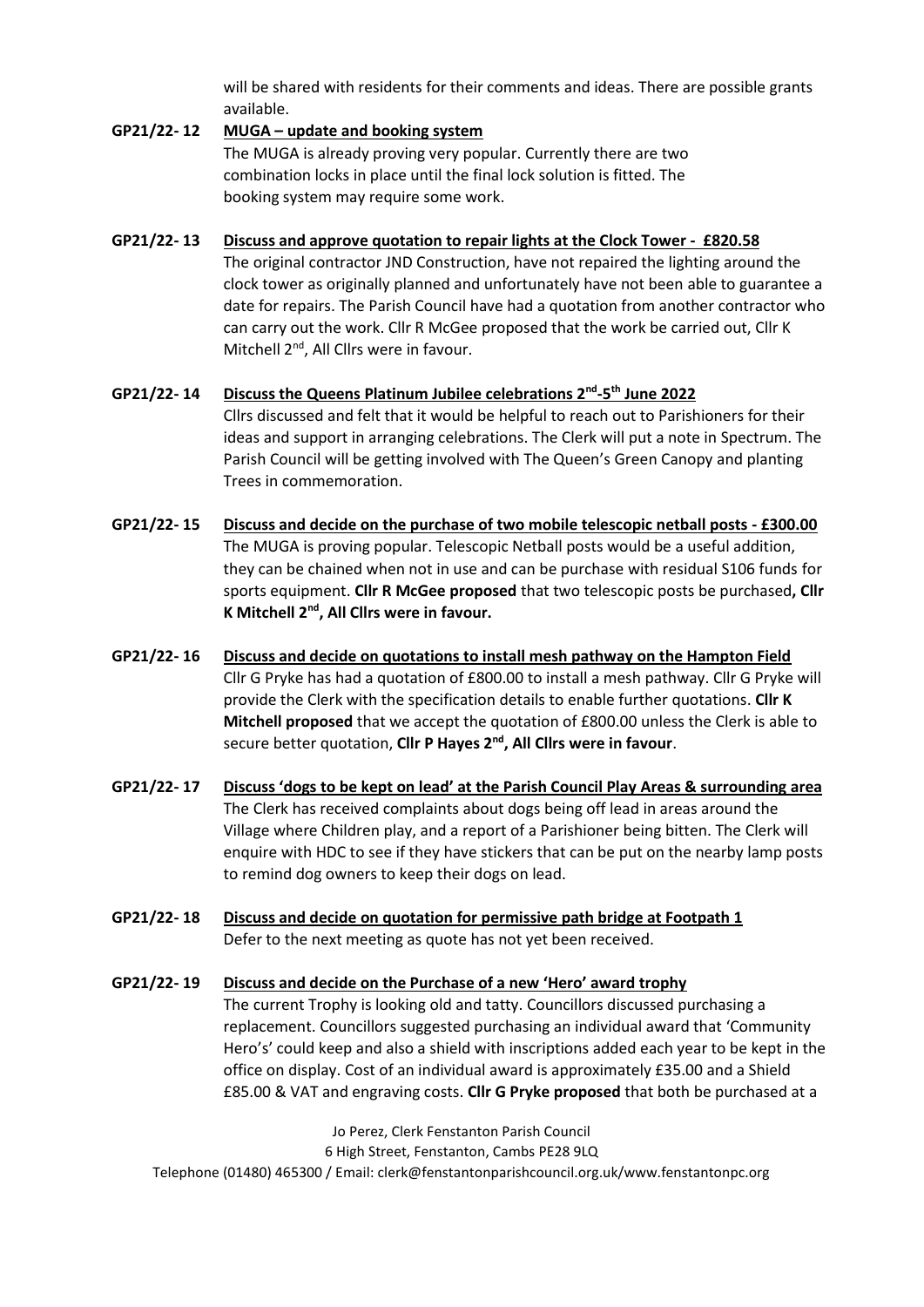will be shared with residents for their comments and ideas. There are possible grants available.

**GP21/22- 12 MUGA – update and booking system**

The MUGA is already proving very popular. Currently there are two combination locks in place until the final lock solution is fitted. The booking system may require some work.

**GP21/22- 13 Discuss and approve quotation to repair lights at the Clock Tower - £820.58**

The original contractor JND Construction, have not repaired the lighting around the clock tower as originally planned and unfortunately have not been able to guarantee a date for repairs. The Parish Council have had a quotation from another contractor who can carry out the work. Cllr R McGee proposed that the work be carried out, Cllr K Mitchell 2nd, All Cllrs were in favour.

**GP21/22- 14 Discuss the Queens Platinum Jubilee celebrations 2nd-5th June 2022**

Cllrs discussed and felt that it would be helpful to reach out to Parishioners for their ideas and support in arranging celebrations. The Clerk will put a note in Spectrum. The Parish Council will be getting involved with The Queen's Green Canopy and planting Trees in commemoration.

**GP21/22- 15 Discuss and decide on the purchase of two mobile telescopic netball posts - £300.00**

The MUGA is proving popular. Telescopic Netball posts would be a useful addition, they can be chained when not in use and can be purchase with residual S106 funds for sports equipment. **Cllr R McGee proposed** that two telescopic posts be purchased**, Cllr K Mitchell 2nd, All Cllrs were in favour.**

**GP21/22- 16 Discuss and decide on quotations to install mesh pathway on the Hampton Field**

Cllr G Pryke has had a quotation of £800.00 to install a mesh pathway. Cllr G Pryke will provide the Clerk with the specification details to enable further quotations. **Cllr K Mitchell proposed** that we accept the quotation of £800.00 unless the Clerk is able to secure better quotation, **Cllr P Hayes 2nd, All Cllrs were in favour**.

**GP21/22- 17 Discuss 'dogs to be kept on lead' at the Parish Council Play Areas & surrounding area**

The Clerk has received complaints about dogs being off lead in areas around the Village where Children play, and a report of a Parishioner being bitten. The Clerk will enquire with HDC to see if they have stickers that can be put on the nearby lamp posts to remind dog owners to keep their dogs on lead.

**GP21/22- 18 Discuss and decide on quotation for permissive path bridge at Footpath 1**

Defer to the next meeting as quote has not yet been received.

**GP21/22- 19 Discuss and decide on the Purchase of a new 'Hero' award trophy**

The current Trophy is looking old and tatty. Councillors discussed purchasing a replacement. Councillors suggested purchasing an individual award that 'Community Hero's' could keep and also a shield with inscriptions added each year to be kept in the office on display. Cost of an individual award is approximately £35.00 and a Shield £85.00 & VAT and engraving costs. **Cllr G Pryke proposed** that both be purchased at a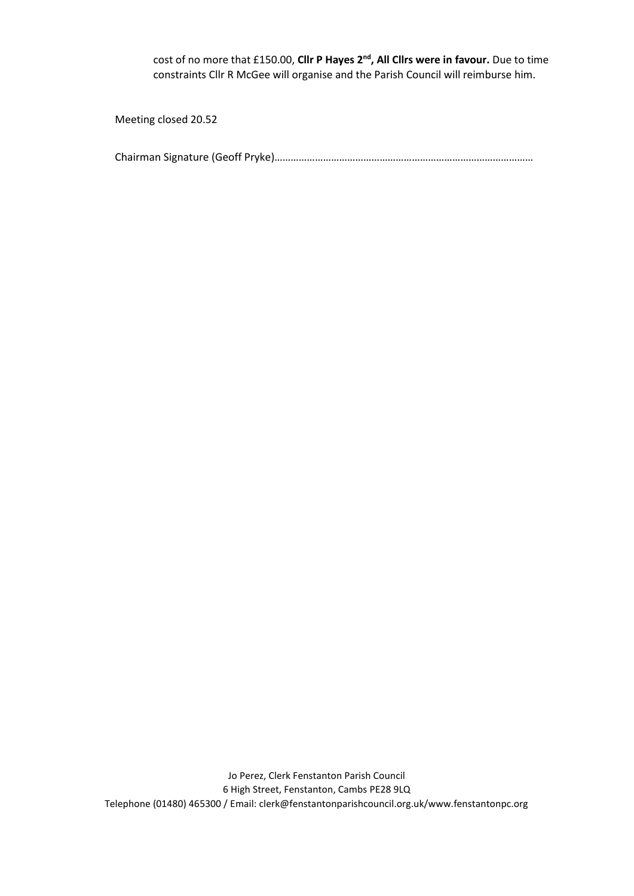cost of no more that £150.00, **Cllr P Hayes 2nd, All Cllrs were in favour.** Due to time constraints Cllr R McGee will organise and the Parish Council will reimburse him.

Meeting closed 20.52

Chairman Signature (Geoff Pryke)…………………………………………………………………………………